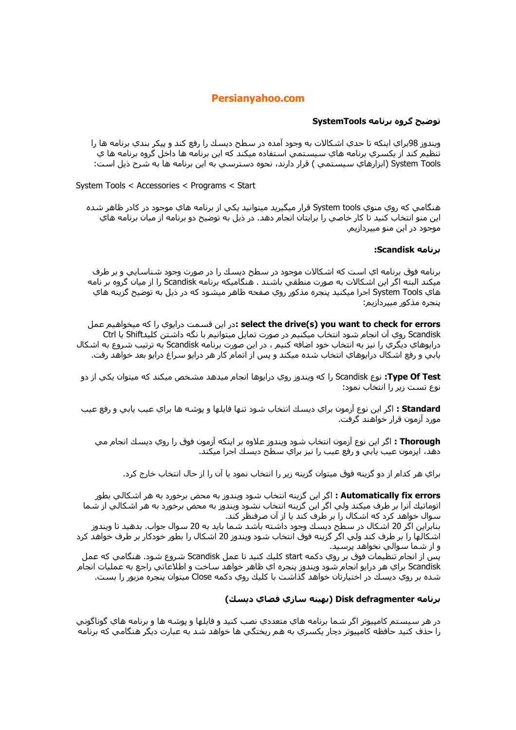**Persianyahoo.com**

## توضيح گروه برنامه SystemTools

ويندوز 98براي اينكه تا حدي اشكالات به وجود آمده در سطح ديسك را رفع كند و پيكر بندي برنامه ها را تنظيم كند از يكسري برنامه هاي سيستمي استفاده ميكند كه اين برنامه ها داخل گروه برنامه ها ي System Tools (ابزارهاي سيستمي ) قرار دارند، نحوه دسترسي به اين برنامه ها به شرح ذيل است:

System Tools < Accessories < Programs < Start

هنگامي كه روي منوي System tools قرار ميگيريد ميتوانيد يكي از برنامه هاي موجود در كادر ظاهر شده اين منو انتخاب كنيد تا كار خاصي را برايتان انجام دهد. در ذيل به توضيح دو برنامه از ميان برنامه هاي موجود در اين منو ميپردازيم.

### برنامه Scandisk:

برنامه فوق برنامه اي است كه اشكالات موجود در سطح ديسك را در صورت وجود شناسايي و بر طرف ميكند البته اگر اين اشكالات به صورت منطقي باشند . هنگاميكه برنامه Scandisk را از ميان گروه بر نامه هاي System Tools اجرا ميكنيد پنجره مذكور روي صفحه ظاهر ميشود كه در ذيل به توضيح گزينه هاي پنجره مذكور ميپردازيم:

**select the drive(s) you want to check for errors :**در اين قسمت درايوي را كه ميخواهيم عمل Scandisk روي آن انجام شود انتخاب ميكنيم در صورت تمايل ميتوانيم با نگه داشتن كليدShift يا Ctrl درايوهاي ديگري را نيز به انتخاب خود اضافه كنيم ، در اين صورت برنامه Scandisk به ترتيب شروع به اشكال يابي و رفع اشكال درايوهاي انتخاب شده ميكند و پس از اتمام كار هر درايو سراغ درايو بعد خواهد رفت.

**Type Of Test:** نوع Scandisk را كه ويندوز روي درايوها انجام ميدهد مشخص ميكند كه ميتوان يكي از دو نوع تست زير را انتخاب نمود:

**Standard :** اگر اين نوع آزمون براي ديسك انتخاب شود تنها فايلها و پوشه ها براي عيب يابي و رفع عيب مورد آزمون قرار خواهند گرفت.

**Thorough :** اگر اين نوع آزمون انتخاب شود ويندوز علاوه بر اينكه آزمون فوق را روي ديسك انجام مي دهد، ابزمون عيب يابي و رفع عيب را نيز براي سطح ديسك اجرا ميكند.

براي هر كدام از دو گزينه فوق ميتوان گزينه زير را انتخاب نمود يا آن را از حال انتخاب خارج كرد.

**Automatically fix errors :** اگر اين گزينه انتخاب شود ويندوز به محض برخورد به هر اشكالي بطور اتوماتيك آنرا بر طرف ميكند ولي اگر اين گزينه انتخاب نشود ويندوز به محض برخورد به هر اشكالي از شما سوال خواهد كرد كه اشكال را بر طرف كند يا از آن صرفنظر كند.
بنابراين اگر 20 اشكال در سطح ديسك وجود داشته باشد شما بايد به 20 سوال جواب. بدهيد تا ويندوز اشكالها را بر طرف كند ولي اگر گزينه فوق انتخاب شود ويندوز 20 اشكال را بطور خودكار بر طرف خواهد كرد و از شما سوالي نخواهد پرسيد.
پس از انجام تنظيمات فوق بر روي دكمه start كليك كنيد تا عمل Scandisk شروع شود. هنگامي كه عمل Scandisk براي هر درايو انجام شود ويندوز پنجره اي ظاهر خواهد ساخت و اطلاعاتي راجع به عمليات انجام شده بر روي ديسك در اختيارتان خواهد گذاشت با كليك روي دكمه Close ميتوان پنجره مزبور را بست.

### برنامه Disk defragmenter (بهينه سازي فضاي ديسك)

در هر سيستم كامپيوتر اگر شما برنامه هاي متعددي نصب كنيد و فايلها و پوشه ها و برنامه هاي گوناگوني را حذف كنيد حافظه كامپيوتر دچار يكسري به هم ريختگي ها خواهد شد به عبارت ديگر هنگامي كه برنامه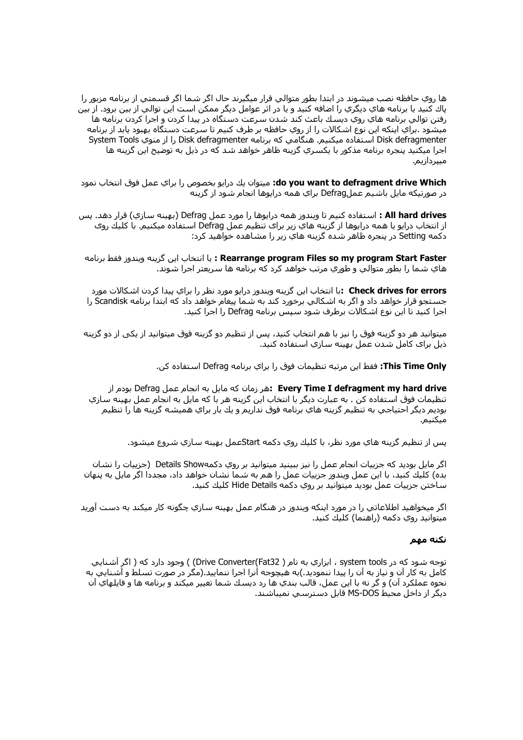ها روي حافظه نصب ميشوند در ابتدا بطور متوالي قرار ميگيرند حال اگر شما اگر قسمتي از برنامه مزبور را پاك كنيد يا برنامه هاي ديگري را اضافه كنيد و يا در اثر عوامل ديگر ممكن است اين توالي از بين برود. از بين رفتن توالي برنامه هاي روي ديسك باعث كند شدن سرعت دستگاه در پيدا كردن و اجرا كردن برنامه ها ميشود .براي اينكه اين نوع اشكالات را از روي حافظه بر طرف كنيم تا سرعت دستگاه بهبود يابد از برنامه Disk defragmenter استفاده ميكنيم. هنگامي كه برنامه Disk defragmenter را از منوي System Tools اجرا ميكنيد پنجره برنامه مذكور با يكسري گزينه ظاهر خواهد شد كه در ذيل به توضيح اين گزينه ها ميپردازيم.

**do you want to defragment drive Which:** ميتوان يك درايو بخصوص را براي عمل فوق انتخاب نمود در صورتيكه مايل باشيم عملDefrag براي همه درايوها انجام شود از گزينه

**All hard drives :** استفاده كنيم تا ويندوز همه درايوها را مورد عمل Defrag (بهينه سازي) قرار دهد. پس از انتخاب درايو يا همه درايوها از گزينه هاي زير برای تنظيم عمل Defrag استفاده ميكنيم. با كليك روی دكمه Setting در پنجره ظاهر شده گزينه هاي زير را مشاهده خواهيد كرد:

**Rearrange program Files so my program Start Faster :** با انتخاب اين گزينه ويندوز فقط برنامه هاي شما را بطور متوالي و طوري مرتب خواهد كرد كه برنامه ها سريعتر اجرا شوند.

**Check drives for errors :** با انتخاب اين گزينه ويندوز درايو مورد نظر را براي پيدا كردن اشكالات مورد جستجو قرار خواهد داد و اگر به اشكالي برخورد كند به شما پيغام خواهد داد كه ابتدا برنامه Scandisk را اجرا كنيد تا اين نوع اشكالات برطرف شود سپس برنامه Defrag را اجرا كنيد.

ميتوانيد هر دو گزينه فوق را نيز با هم انتخاب كنيد، پس از تنظيم دو گزينه فوق ميتوانيد از يکی از دو گزينه ذيل برای كامل شدن عمل بهينه سازي استفاده كنيد.

**This Time Only:** فقط اين مرتبه تنظيمات فوق را براي برنامه Defrag استفاده كن.

**Every Time I defragment my hard drive :** هر زمان كه مايل به انجام عمل Defrag بودم از تنظيمات فوق استفاده كن . به عبارت ديگر با انتخاب اين گزينه هر با كه مايل به انجام عمل بهينه سازي بوديم ديگر احتياجي به تنظيم گزينه هاي برنامه فوق نداريم و يك بار براي هميشه گزينه ها را تنظيم ميكنيم.

پس از تنظيم گزينه هاي مورد نظر، با كليك روي دكمه Startعمل بهينه سازي شروع ميشود.

اگر مايل بوديد كه جزييات انجام عمل را نيز ببينيد ميتوانيد بر روي دكمهDetails Show (جزييات را نشان بده) كليك كنيد، با اين عمل ويندوز جزييات عمل را هم به شما نشان خواهد داد، مجددا اگر مايل به پنهان ساختن جزييات عمل بوديد ميتوانيد بر روي دكمه Hide Details كليك كنيد.

اگر ميخواهيد اطلاعاتي را در مورد اينكه ويندوز در هنگام عمل بهينه سازي چگونه كار ميكند به دست آوريد ميتوانيد روي دكمه (راهنما) كليك كنيد.

### نكته مهم

توجه شود كه در system tools ، ابزاري به نام ( Drive Converter(Fat32) ) وجود دارد كه ( اگر آشنايي كامل به كار آن و نياز به آن را پيدا ننموديد.)به هيچوجه آنرا اجرا ننماييد.(مگر در صورت تسلط و آشنايي به نحوه عملكرد آن) و گر نه با اين عمل، قالب بندي ها رد ديسك شما تغيير ميكند و برنامه ها و فايلهاي آن ديگر از داخل محيط MS-DOS قابل دسترسي نميباشند.